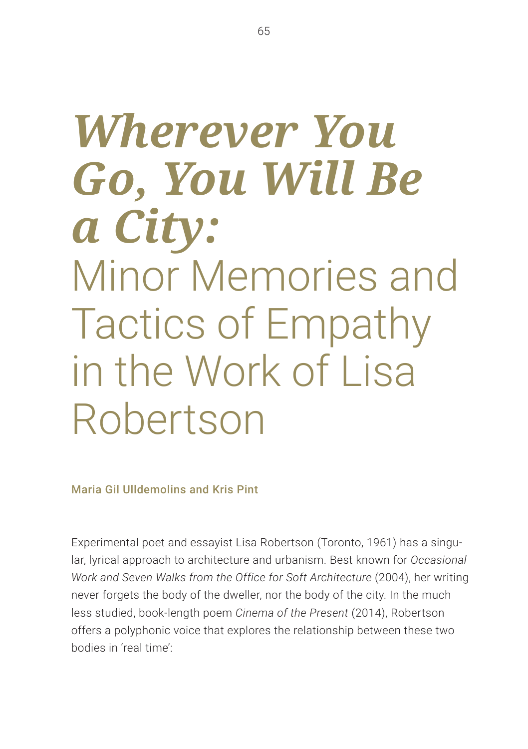# *Wherever You Go, You Will Be a City:* Minor Memories and Tactics of Empathy in the Work of Lisa Robertson

**Maria Gil Ulldemolins and Kris Pint**

Experimental poet and essayist Lisa Robertson (Toronto, 1961) has a singular, lyrical approach to architecture and urbanism. Best known for *Occasional Work and Seven Walks from the Office for Soft Architecture* (2004), her writing never forgets the body of the dweller, nor the body of the city. In the much less studied, book-length poem *Cinema of the Present* (2014), Robertson offers a polyphonic voice that explores the relationship between these two bodies in 'real time':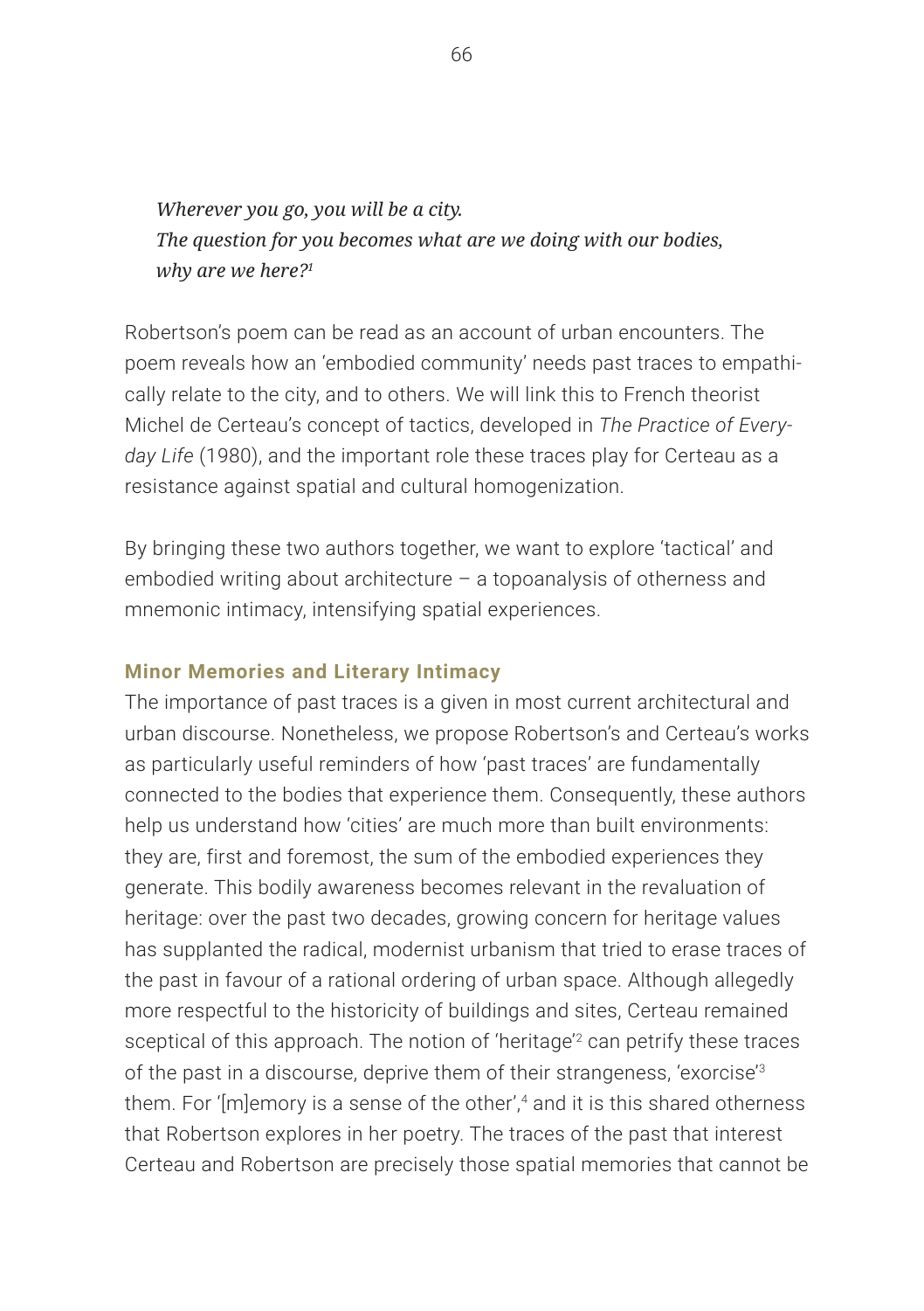*Wherever you go, you will be a city.*
*The question for you becomes what are we doing with our bodies,*
*why are we here?*[1]

Robertson's poem can be read as an account of urban encounters. The poem reveals how an 'embodied community' needs past traces to empathically relate to the city, and to others. We will link this to French theorist Michel de Certeau's concept of tactics, developed in *The Practice of Everyday Life* (1980), and the important role these traces play for Certeau as a resistance against spatial and cultural homogenization.

By bringing these two authors together, we want to explore 'tactical' and embodied writing about architecture – a topoanalysis of otherness and mnemonic intimacy, intensifying spatial experiences.

## Minor Memories and Literary Intimacy

The importance of past traces is a given in most current architectural and urban discourse. Nonetheless, we propose Robertson's and Certeau's works as particularly useful reminders of how 'past traces' are fundamentally connected to the bodies that experience them. Consequently, these authors help us understand how 'cities' are much more than built environments: they are, first and foremost, the sum of the embodied experiences they generate. This bodily awareness becomes relevant in the revaluation of heritage: over the past two decades, growing concern for heritage values has supplanted the radical, modernist urbanism that tried to erase traces of the past in favour of a rational ordering of urban space. Although allegedly more respectful to the historicity of buildings and sites, Certeau remained sceptical of this approach. The notion of 'heritage'[2] can petrify these traces of the past in a discourse, deprive them of their strangeness, 'exorcise'[3] them. For '[m]emory is a sense of the other',[4] and it is this shared otherness that Robertson explores in her poetry. The traces of the past that interest Certeau and Robertson are precisely those spatial memories that cannot be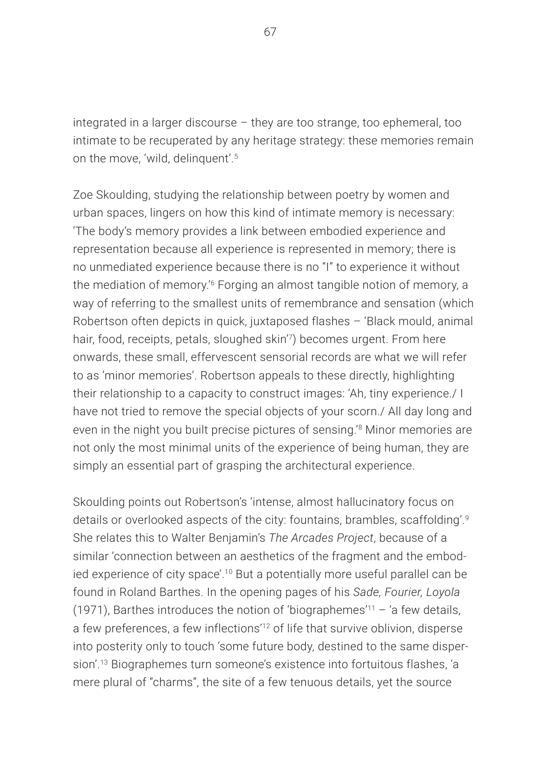integrated in a larger discourse – they are too strange, too ephemeral, too intimate to be recuperated by any heritage strategy: these memories remain on the move, 'wild, delinquent'.[5]

Zoe Skoulding, studying the relationship between poetry by women and urban spaces, lingers on how this kind of intimate memory is necessary: 'The body's memory provides a link between embodied experience and representation because all experience is represented in memory; there is no unmediated experience because there is no "I" to experience it without the mediation of memory.'[6] Forging an almost tangible notion of memory, a way of referring to the smallest units of remembrance and sensation (which Robertson often depicts in quick, juxtaposed flashes – 'Black mould, animal hair, food, receipts, petals, sloughed skin'[7]) becomes urgent. From here onwards, these small, effervescent sensorial records are what we will refer to as 'minor memories'. Robertson appeals to these directly, highlighting their relationship to a capacity to construct images: 'Ah, tiny experience./ I have not tried to remove the special objects of your scorn./ All day long and even in the night you built precise pictures of sensing.'[8] Minor memories are not only the most minimal units of the experience of being human, they are simply an essential part of grasping the architectural experience.

Skoulding points out Robertson's 'intense, almost hallucinatory focus on details or overlooked aspects of the city: fountains, brambles, scaffolding'.[9] She relates this to Walter Benjamin's *The Arcades Project*, because of a similar 'connection between an aesthetics of the fragment and the embodied experience of city space'.[10] But a potentially more useful parallel can be found in Roland Barthes. In the opening pages of his *Sade, Fourier, Loyola* (1971), Barthes introduces the notion of 'biographemes'[11] – 'a few details, a few preferences, a few inflections'[12] of life that survive oblivion, disperse into posterity only to touch 'some future body, destined to the same dispersion'.[13] Biographemes turn someone's existence into fortuitous flashes, 'a mere plural of "charms", the site of a few tenuous details, yet the source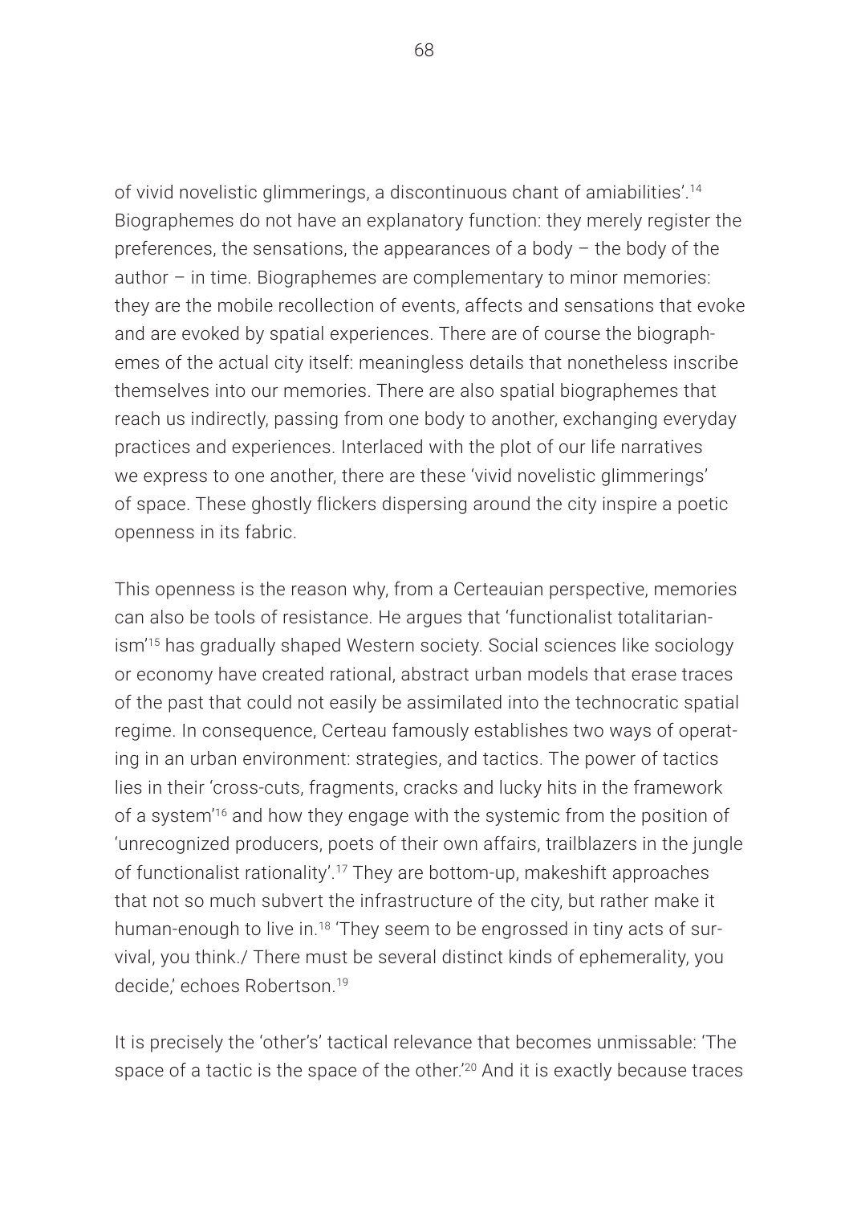of vivid novelistic glimmerings, a discontinuous chant of amiabilities'.[14] Biographemes do not have an explanatory function: they merely register the preferences, the sensations, the appearances of a body – the body of the author – in time. Biographemes are complementary to minor memories: they are the mobile recollection of events, affects and sensations that evoke and are evoked by spatial experiences. There are of course the biographemes of the actual city itself: meaningless details that nonetheless inscribe themselves into our memories. There are also spatial biographemes that reach us indirectly, passing from one body to another, exchanging everyday practices and experiences. Interlaced with the plot of our life narratives we express to one another, there are these 'vivid novelistic glimmerings' of space. These ghostly flickers dispersing around the city inspire a poetic openness in its fabric.

This openness is the reason why, from a Certeauian perspective, memories can also be tools of resistance. He argues that 'functionalist totalitarianism'[15] has gradually shaped Western society. Social sciences like sociology or economy have created rational, abstract urban models that erase traces of the past that could not easily be assimilated into the technocratic spatial regime. In consequence, Certeau famously establishes two ways of operating in an urban environment: strategies, and tactics. The power of tactics lies in their 'cross-cuts, fragments, cracks and lucky hits in the framework of a system'[16] and how they engage with the systemic from the position of 'unrecognized producers, poets of their own affairs, trailblazers in the jungle of functionalist rationality'.[17] They are bottom-up, makeshift approaches that not so much subvert the infrastructure of the city, but rather make it human-enough to live in.[18] 'They seem to be engrossed in tiny acts of survival, you think./ There must be several distinct kinds of ephemerality, you decide,' echoes Robertson.[19]

It is precisely the 'other's' tactical relevance that becomes unmissable: 'The space of a tactic is the space of the other.'[20] And it is exactly because traces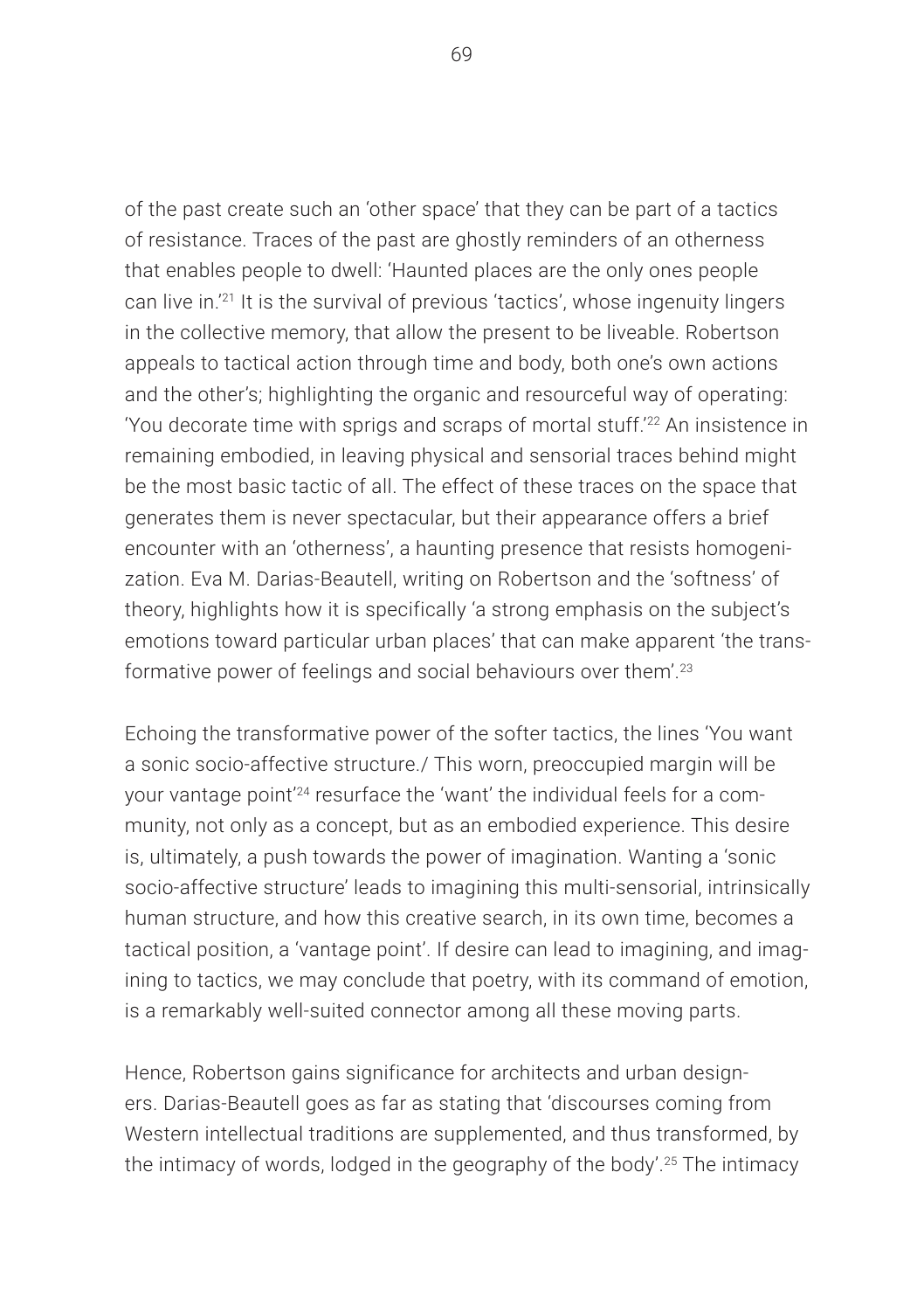of the past create such an 'other space' that they can be part of a tactics of resistance. Traces of the past are ghostly reminders of an otherness that enables people to dwell: 'Haunted places are the only ones people can live in.'[21] It is the survival of previous 'tactics', whose ingenuity lingers in the collective memory, that allow the present to be liveable. Robertson appeals to tactical action through time and body, both one's own actions and the other's; highlighting the organic and resourceful way of operating: 'You decorate time with sprigs and scraps of mortal stuff.'[22] An insistence in remaining embodied, in leaving physical and sensorial traces behind might be the most basic tactic of all. The effect of these traces on the space that generates them is never spectacular, but their appearance offers a brief encounter with an 'otherness', a haunting presence that resists homogenization. Eva M. Darias-Beautell, writing on Robertson and the 'softness' of theory, highlights how it is specifically 'a strong emphasis on the subject's emotions toward particular urban places' that can make apparent 'the transformative power of feelings and social behaviours over them'.[23]

Echoing the transformative power of the softer tactics, the lines 'You want a sonic socio-affective structure./ This worn, preoccupied margin will be your vantage point'[24] resurface the 'want' the individual feels for a community, not only as a concept, but as an embodied experience. This desire is, ultimately, a push towards the power of imagination. Wanting a 'sonic socio-affective structure' leads to imagining this multi-sensorial, intrinsically human structure, and how this creative search, in its own time, becomes a tactical position, a 'vantage point'. If desire can lead to imagining, and imagining to tactics, we may conclude that poetry, with its command of emotion, is a remarkably well-suited connector among all these moving parts.

Hence, Robertson gains significance for architects and urban designers. Darias-Beautell goes as far as stating that 'discourses coming from Western intellectual traditions are supplemented, and thus transformed, by the intimacy of words, lodged in the geography of the body'.[25] The intimacy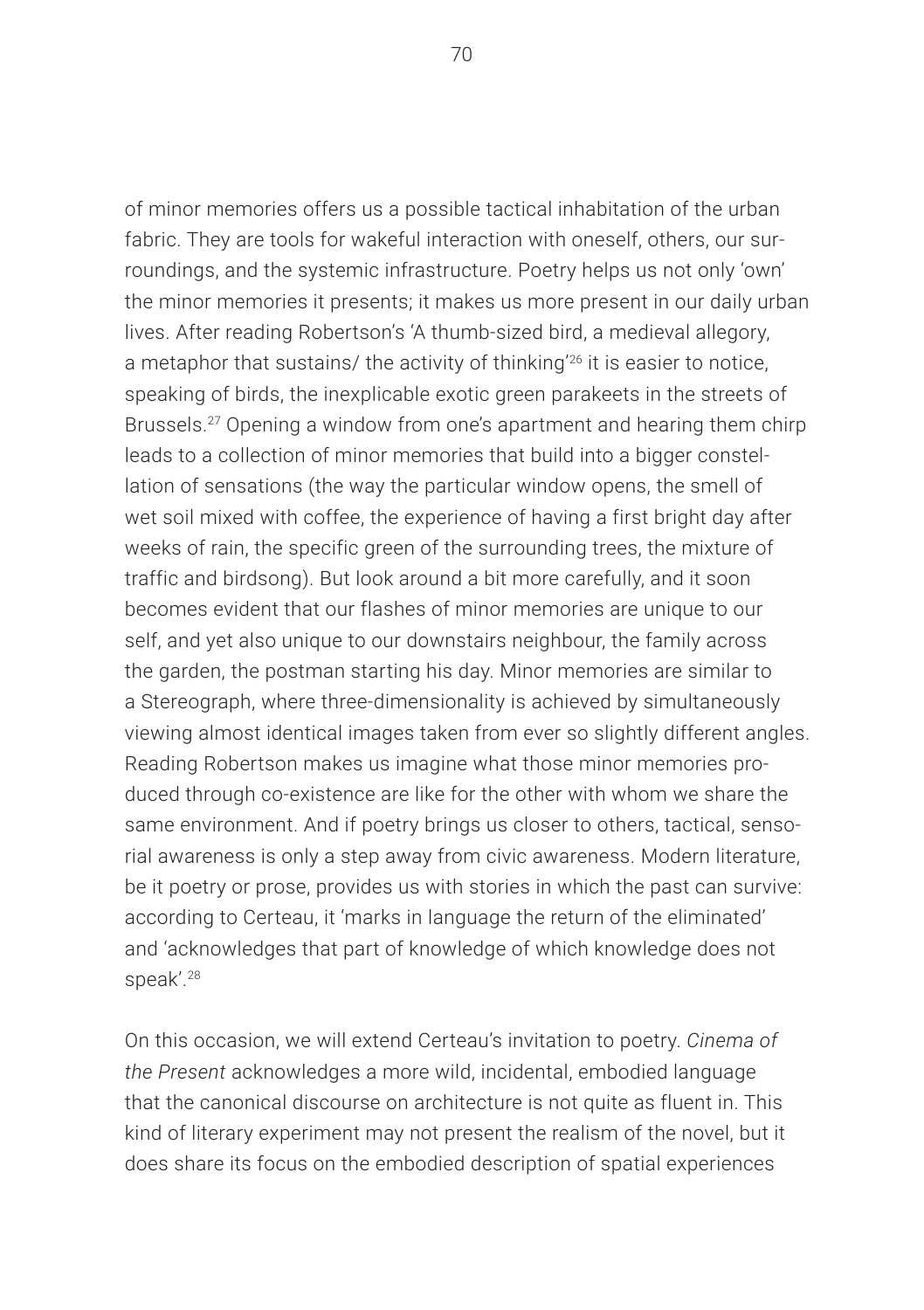of minor memories offers us a possible tactical inhabitation of the urban fabric. They are tools for wakeful interaction with oneself, others, our surroundings, and the systemic infrastructure. Poetry helps us not only 'own' the minor memories it presents; it makes us more present in our daily urban lives. After reading Robertson's 'A thumb-sized bird, a medieval allegory, a metaphor that sustains/ the activity of thinking'[26] it is easier to notice, speaking of birds, the inexplicable exotic green parakeets in the streets of Brussels.[27] Opening a window from one's apartment and hearing them chirp leads to a collection of minor memories that build into a bigger constellation of sensations (the way the particular window opens, the smell of wet soil mixed with coffee, the experience of having a first bright day after weeks of rain, the specific green of the surrounding trees, the mixture of traffic and birdsong). But look around a bit more carefully, and it soon becomes evident that our flashes of minor memories are unique to our self, and yet also unique to our downstairs neighbour, the family across the garden, the postman starting his day. Minor memories are similar to a Stereograph, where three-dimensionality is achieved by simultaneously viewing almost identical images taken from ever so slightly different angles. Reading Robertson makes us imagine what those minor memories produced through co-existence are like for the other with whom we share the same environment. And if poetry brings us closer to others, tactical, sensorial awareness is only a step away from civic awareness. Modern literature, be it poetry or prose, provides us with stories in which the past can survive: according to Certeau, it 'marks in language the return of the eliminated' and 'acknowledges that part of knowledge of which knowledge does not speak'.[28]

On this occasion, we will extend Certeau's invitation to poetry. *Cinema of the Present* acknowledges a more wild, incidental, embodied language that the canonical discourse on architecture is not quite as fluent in. This kind of literary experiment may not present the realism of the novel, but it does share its focus on the embodied description of spatial experiences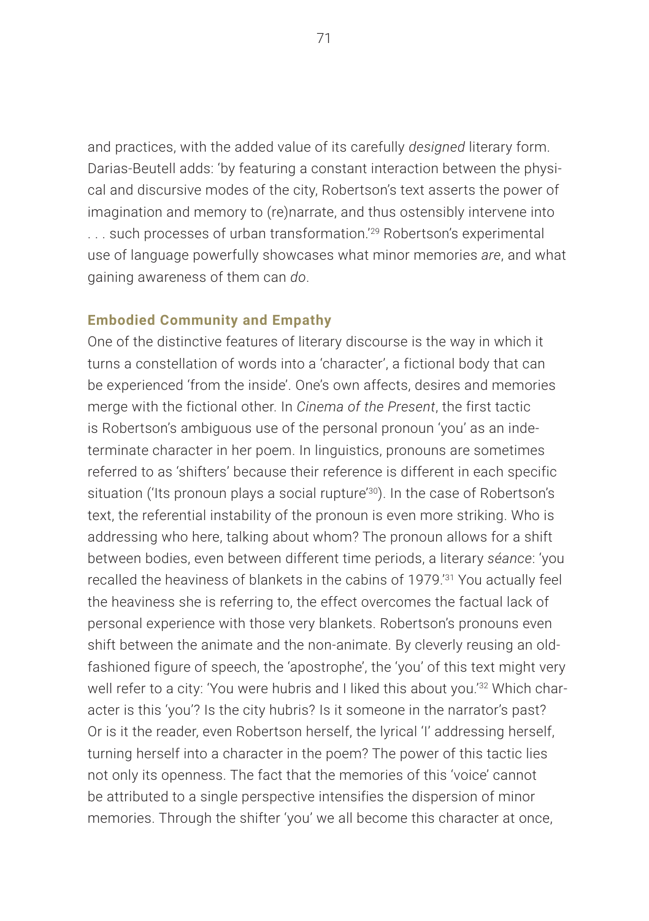and practices, with the added value of its carefully *designed* literary form. Darias-Beutell adds: 'by featuring a constant interaction between the physical and discursive modes of the city, Robertson's text asserts the power of imagination and memory to (re)narrate, and thus ostensibly intervene into . . . such processes of urban transformation.'[29] Robertson's experimental use of language powerfully showcases what minor memories *are*, and what gaining awareness of them can *do*.

## Embodied Community and Empathy

One of the distinctive features of literary discourse is the way in which it turns a constellation of words into a 'character', a fictional body that can be experienced 'from the inside'. One's own affects, desires and memories merge with the fictional other. In *Cinema of the Present*, the first tactic is Robertson's ambiguous use of the personal pronoun 'you' as an indeterminate character in her poem. In linguistics, pronouns are sometimes referred to as 'shifters' because their reference is different in each specific situation ('Its pronoun plays a social rupture'[30]). In the case of Robertson's text, the referential instability of the pronoun is even more striking. Who is addressing who here, talking about whom? The pronoun allows for a shift between bodies, even between different time periods, a literary *séance*: 'you recalled the heaviness of blankets in the cabins of 1979.'[31] You actually feel the heaviness she is referring to, the effect overcomes the factual lack of personal experience with those very blankets. Robertson's pronouns even shift between the animate and the non-animate. By cleverly reusing an old-fashioned figure of speech, the 'apostrophe', the 'you' of this text might very well refer to a city: 'You were hubris and I liked this about you.'[32] Which character is this 'you'? Is the city hubris? Is it someone in the narrator's past? Or is it the reader, even Robertson herself, the lyrical 'I' addressing herself, turning herself into a character in the poem? The power of this tactic lies not only its openness. The fact that the memories of this 'voice' cannot be attributed to a single perspective intensifies the dispersion of minor memories. Through the shifter 'you' we all become this character at once,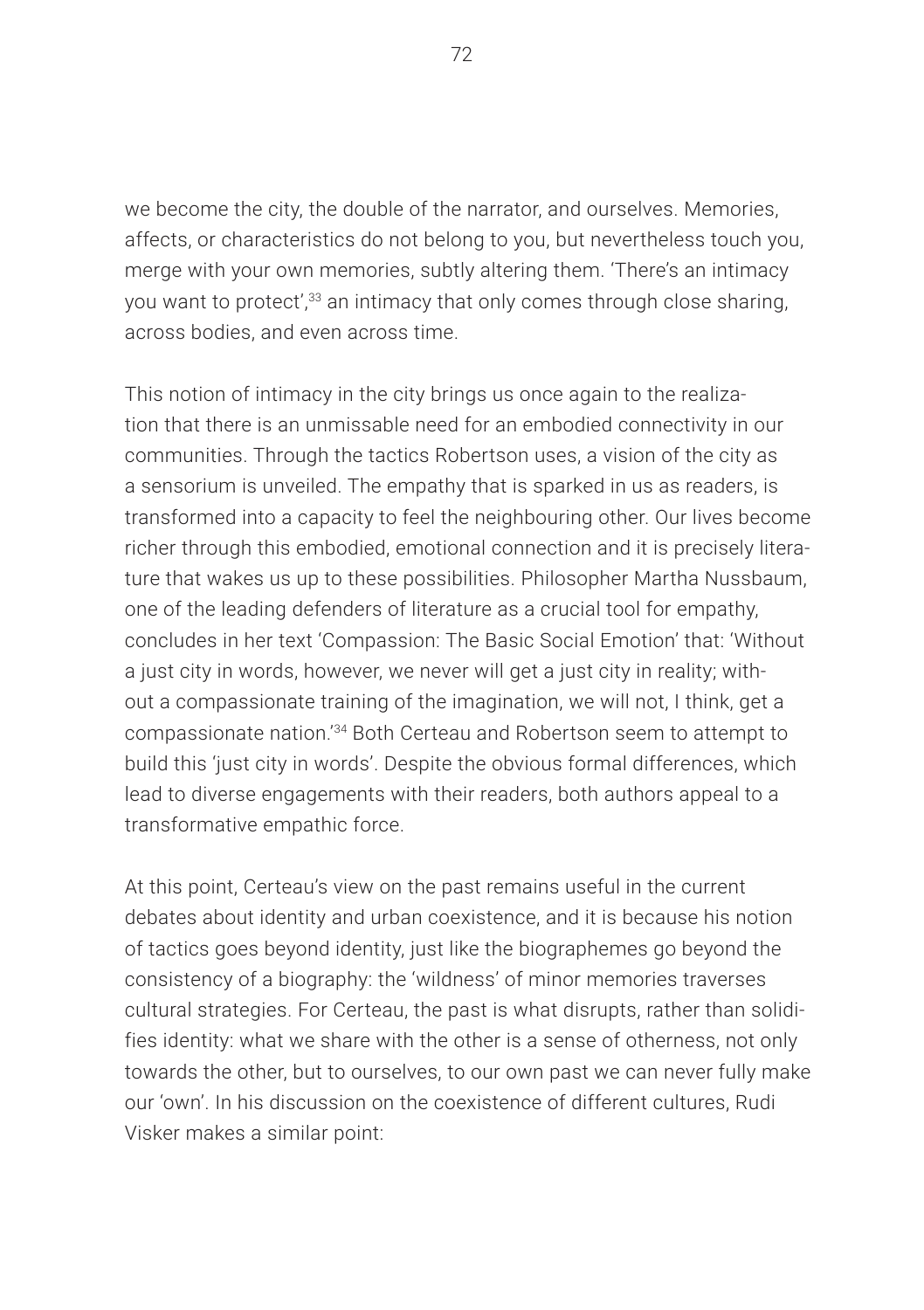we become the city, the double of the narrator, and ourselves. Memories, affects, or characteristics do not belong to you, but nevertheless touch you, merge with your own memories, subtly altering them. 'There's an intimacy you want to protect',[33] an intimacy that only comes through close sharing, across bodies, and even across time.

This notion of intimacy in the city brings us once again to the realization that there is an unmissable need for an embodied connectivity in our communities. Through the tactics Robertson uses, a vision of the city as a sensorium is unveiled. The empathy that is sparked in us as readers, is transformed into a capacity to feel the neighbouring other. Our lives become richer through this embodied, emotional connection and it is precisely literature that wakes us up to these possibilities. Philosopher Martha Nussbaum, one of the leading defenders of literature as a crucial tool for empathy, concludes in her text 'Compassion: The Basic Social Emotion' that: 'Without a just city in words, however, we never will get a just city in reality; without a compassionate training of the imagination, we will not, I think, get a compassionate nation.'[34] Both Certeau and Robertson seem to attempt to build this 'just city in words'. Despite the obvious formal differences, which lead to diverse engagements with their readers, both authors appeal to a transformative empathic force.

At this point, Certeau's view on the past remains useful in the current debates about identity and urban coexistence, and it is because his notion of tactics goes beyond identity, just like the biographemes go beyond the consistency of a biography: the 'wildness' of minor memories traverses cultural strategies. For Certeau, the past is what disrupts, rather than solidifies identity: what we share with the other is a sense of otherness, not only towards the other, but to ourselves, to our own past we can never fully make our 'own'. In his discussion on the coexistence of different cultures, Rudi Visker makes a similar point: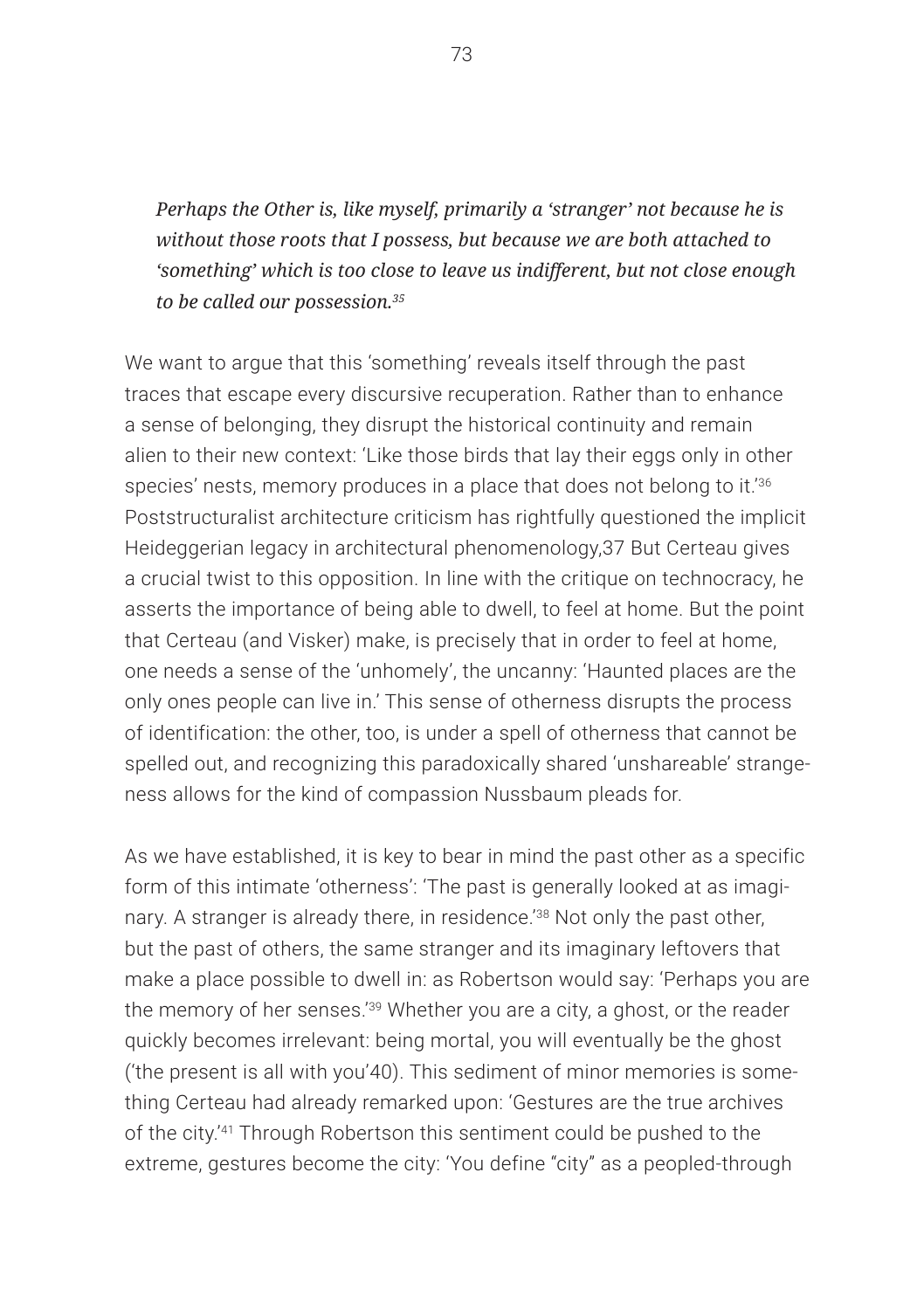*Perhaps the Other is, like myself, primarily a 'stranger' not because he is without those roots that I possess, but because we are both attached to 'something' which is too close to leave us indifferent, but not close enough to be called our possession.*[35]

We want to argue that this 'something' reveals itself through the past traces that escape every discursive recuperation. Rather than to enhance a sense of belonging, they disrupt the historical continuity and remain alien to their new context: 'Like those birds that lay their eggs only in other species' nests, memory produces in a place that does not belong to it.'[36] Poststructuralist architecture criticism has rightfully questioned the implicit Heideggerian legacy in architectural phenomenology,37 But Certeau gives a crucial twist to this opposition. In line with the critique on technocracy, he asserts the importance of being able to dwell, to feel at home. But the point that Certeau (and Visker) make, is precisely that in order to feel at home, one needs a sense of the 'unhomely', the uncanny: 'Haunted places are the only ones people can live in.' This sense of otherness disrupts the process of identification: the other, too, is under a spell of otherness that cannot be spelled out, and recognizing this paradoxically shared 'unshareable' strangeness allows for the kind of compassion Nussbaum pleads for.

As we have established, it is key to bear in mind the past other as a specific form of this intimate 'otherness': 'The past is generally looked at as imaginary. A stranger is already there, in residence.'[38] Not only the past other, but the past of others, the same stranger and its imaginary leftovers that make a place possible to dwell in: as Robertson would say: 'Perhaps you are the memory of her senses.'[39] Whether you are a city, a ghost, or the reader quickly becomes irrelevant: being mortal, you will eventually be the ghost ('the present is all with you'40). This sediment of minor memories is something Certeau had already remarked upon: 'Gestures are the true archives of the city.'[41] Through Robertson this sentiment could be pushed to the extreme, gestures become the city: 'You define "city" as a peopled-through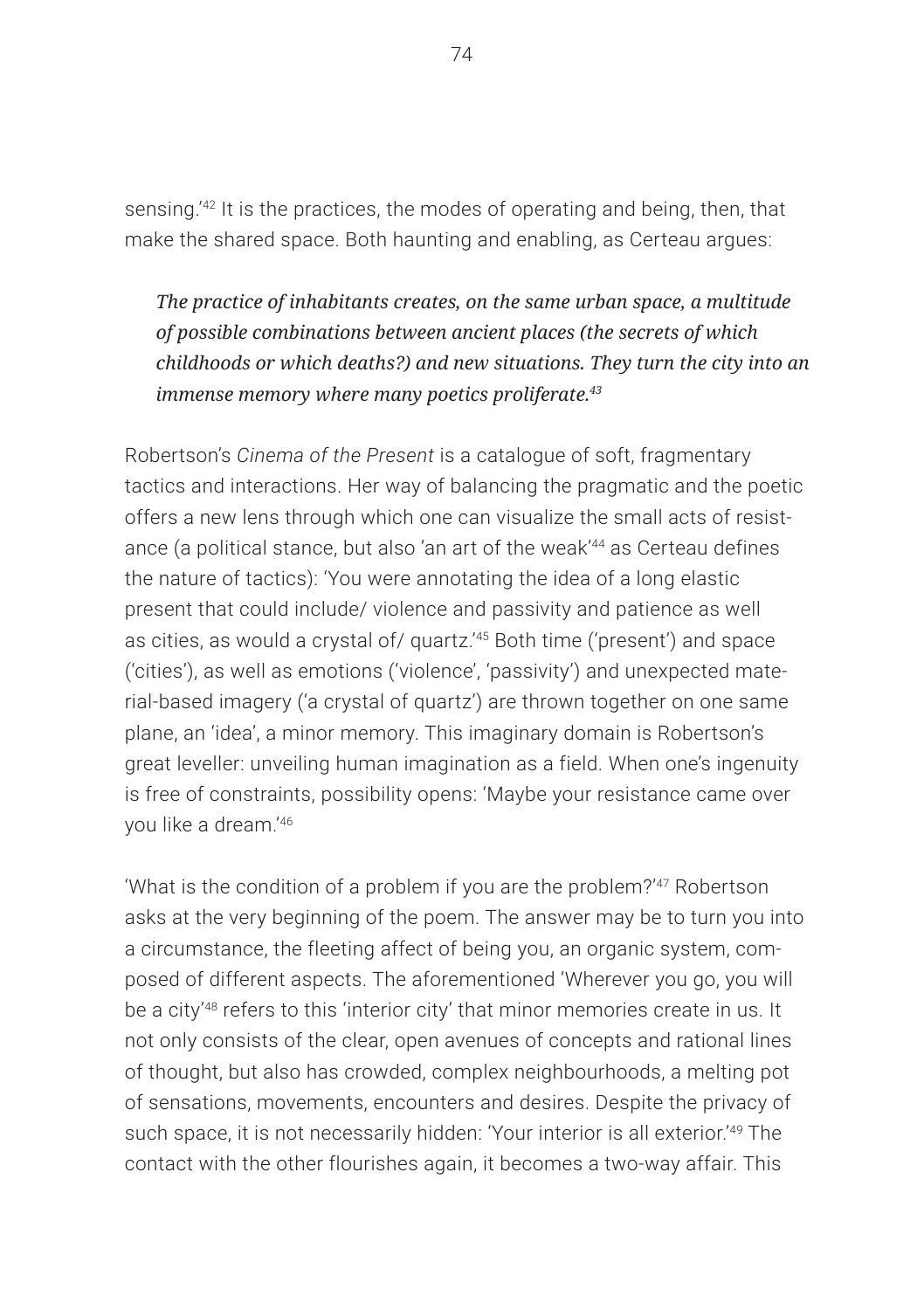sensing.'[42] It is the practices, the modes of operating and being, then, that make the shared space. Both haunting and enabling, as Certeau argues:

> *The practice of inhabitants creates, on the same urban space, a multitude of possible combinations between ancient places (the secrets of which childhoods or which deaths?) and new situations. They turn the city into an immense memory where many poetics proliferate.*[43]

Robertson's *Cinema of the Present* is a catalogue of soft, fragmentary tactics and interactions. Her way of balancing the pragmatic and the poetic offers a new lens through which one can visualize the small acts of resistance (a political stance, but also 'an art of the weak'[44] as Certeau defines the nature of tactics): 'You were annotating the idea of a long elastic present that could include/ violence and passivity and patience as well as cities, as would a crystal of/ quartz.'[45] Both time ('present') and space ('cities'), as well as emotions ('violence', 'passivity') and unexpected material-based imagery ('a crystal of quartz') are thrown together on one same plane, an 'idea', a minor memory. This imaginary domain is Robertson's great leveller: unveiling human imagination as a field. When one's ingenuity is free of constraints, possibility opens: 'Maybe your resistance came over you like a dream.'[46]

'What is the condition of a problem if you are the problem?'[47] Robertson asks at the very beginning of the poem. The answer may be to turn you into a circumstance, the fleeting affect of being you, an organic system, composed of different aspects. The aforementioned 'Wherever you go, you will be a city'[48] refers to this 'interior city' that minor memories create in us. It not only consists of the clear, open avenues of concepts and rational lines of thought, but also has crowded, complex neighbourhoods, a melting pot of sensations, movements, encounters and desires. Despite the privacy of such space, it is not necessarily hidden: 'Your interior is all exterior.'[49] The contact with the other flourishes again, it becomes a two-way affair. This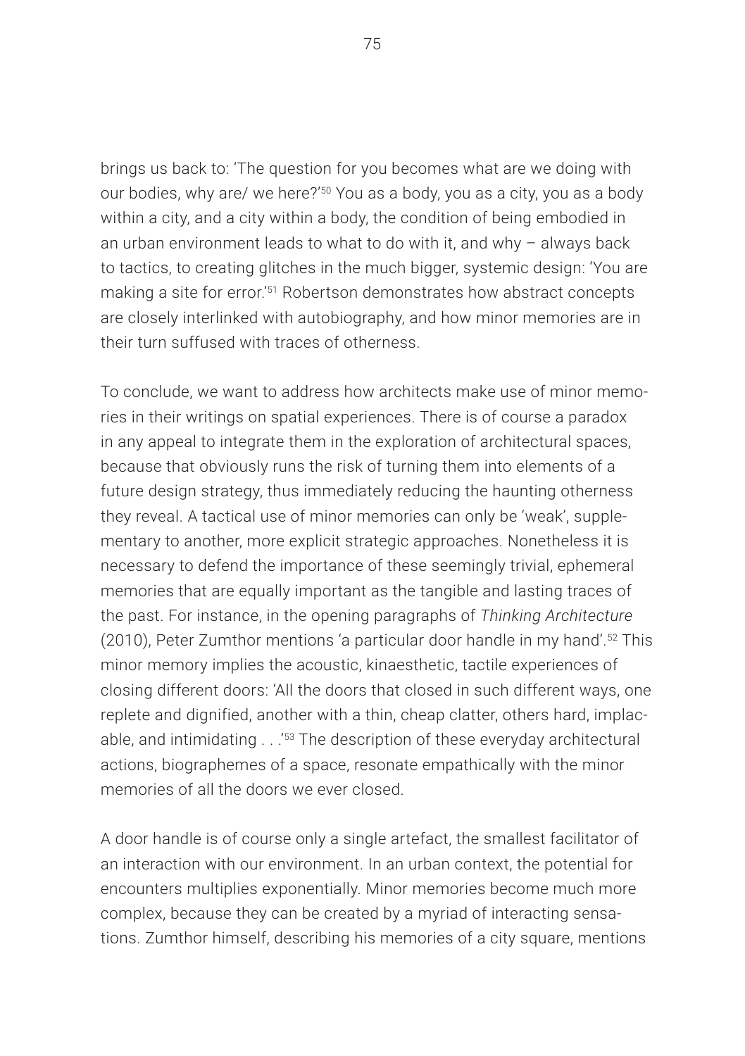brings us back to: 'The question for you becomes what are we doing with our bodies, why are/ we here?'[50] You as a body, you as a city, you as a body within a city, and a city within a body, the condition of being embodied in an urban environment leads to what to do with it, and why – always back to tactics, to creating glitches in the much bigger, systemic design: 'You are making a site for error.'[51] Robertson demonstrates how abstract concepts are closely interlinked with autobiography, and how minor memories are in their turn suffused with traces of otherness.

To conclude, we want to address how architects make use of minor memories in their writings on spatial experiences. There is of course a paradox in any appeal to integrate them in the exploration of architectural spaces, because that obviously runs the risk of turning them into elements of a future design strategy, thus immediately reducing the haunting otherness they reveal. A tactical use of minor memories can only be 'weak', supplementary to another, more explicit strategic approaches. Nonetheless it is necessary to defend the importance of these seemingly trivial, ephemeral memories that are equally important as the tangible and lasting traces of the past. For instance, in the opening paragraphs of *Thinking Architecture* (2010), Peter Zumthor mentions 'a particular door handle in my hand'.[52] This minor memory implies the acoustic, kinaesthetic, tactile experiences of closing different doors: 'All the doors that closed in such different ways, one replete and dignified, another with a thin, cheap clatter, others hard, implacable, and intimidating . . .'[53] The description of these everyday architectural actions, biographemes of a space, resonate empathically with the minor memories of all the doors we ever closed.

A door handle is of course only a single artefact, the smallest facilitator of an interaction with our environment. In an urban context, the potential for encounters multiplies exponentially. Minor memories become much more complex, because they can be created by a myriad of interacting sensations. Zumthor himself, describing his memories of a city square, mentions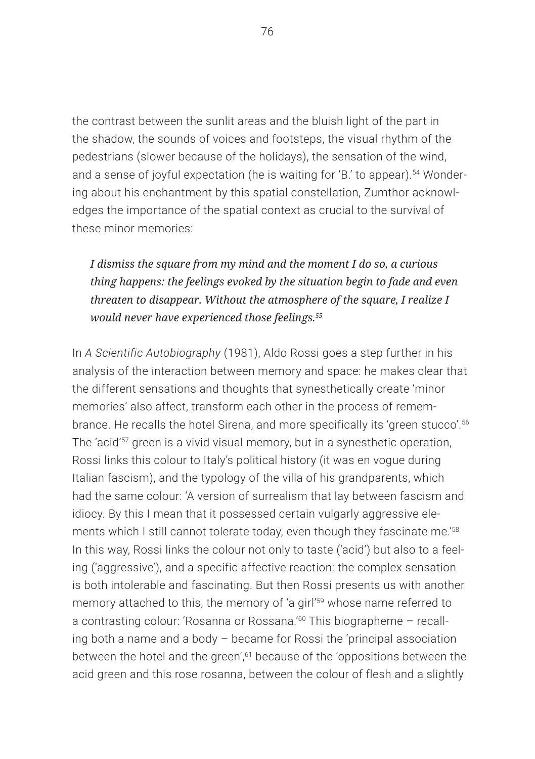the contrast between the sunlit areas and the bluish light of the part in the shadow, the sounds of voices and footsteps, the visual rhythm of the pedestrians (slower because of the holidays), the sensation of the wind, and a sense of joyful expectation (he is waiting for 'B.' to appear).[54] Wondering about his enchantment by this spatial constellation, Zumthor acknowledges the importance of the spatial context as crucial to the survival of these minor memories:

> *I dismiss the square from my mind and the moment I do so, a curious thing happens: the feelings evoked by the situation begin to fade and even threaten to disappear. Without the atmosphere of the square, I realize I would never have experienced those feelings.*[55]

In *A Scientific Autobiography* (1981), Aldo Rossi goes a step further in his analysis of the interaction between memory and space: he makes clear that the different sensations and thoughts that synesthetically create 'minor memories' also affect, transform each other in the process of remembrance. He recalls the hotel Sirena, and more specifically its 'green stucco'.[56] The 'acid'[57] green is a vivid visual memory, but in a synesthetic operation, Rossi links this colour to Italy's political history (it was en vogue during Italian fascism), and the typology of the villa of his grandparents, which had the same colour: 'A version of surrealism that lay between fascism and idiocy. By this I mean that it possessed certain vulgarly aggressive elements which I still cannot tolerate today, even though they fascinate me.'[58] In this way, Rossi links the colour not only to taste ('acid') but also to a feeling ('aggressive'), and a specific affective reaction: the complex sensation is both intolerable and fascinating. But then Rossi presents us with another memory attached to this, the memory of 'a girl'[59] whose name referred to a contrasting colour: 'Rosanna or Rossana.'[60] This biographeme – recalling both a name and a body – became for Rossi the 'principal association between the hotel and the green',[61] because of the 'oppositions between the acid green and this rose rosanna, between the colour of flesh and a slightly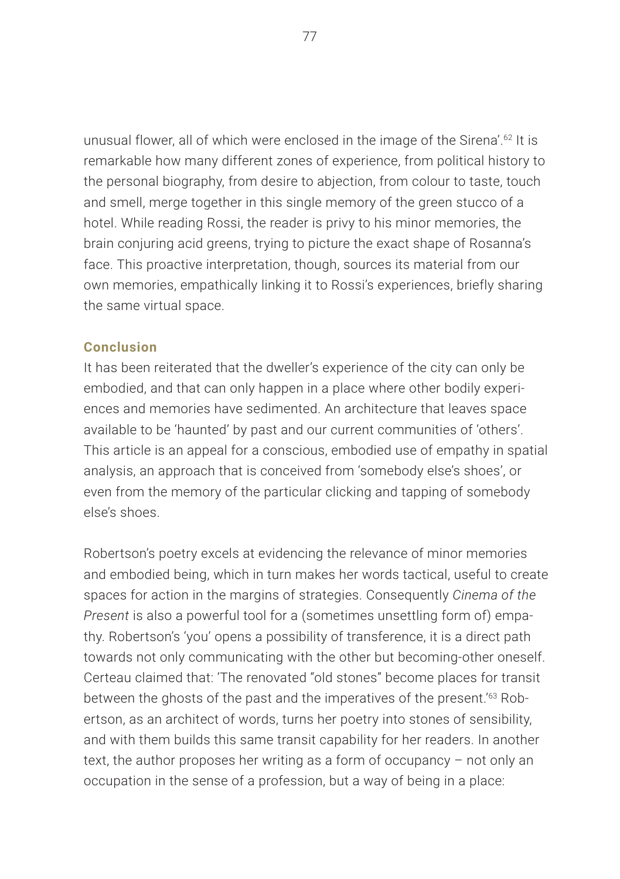unusual flower, all of which were enclosed in the image of the Sirena'.[62] It is remarkable how many different zones of experience, from political history to the personal biography, from desire to abjection, from colour to taste, touch and smell, merge together in this single memory of the green stucco of a hotel. While reading Rossi, the reader is privy to his minor memories, the brain conjuring acid greens, trying to picture the exact shape of Rosanna's face. This proactive interpretation, though, sources its material from our own memories, empathically linking it to Rossi's experiences, briefly sharing the same virtual space.

### Conclusion

It has been reiterated that the dweller's experience of the city can only be embodied, and that can only happen in a place where other bodily experiences and memories have sedimented. An architecture that leaves space available to be 'haunted' by past and our current communities of 'others'. This article is an appeal for a conscious, embodied use of empathy in spatial analysis, an approach that is conceived from 'somebody else's shoes', or even from the memory of the particular clicking and tapping of somebody else's shoes.

Robertson's poetry excels at evidencing the relevance of minor memories and embodied being, which in turn makes her words tactical, useful to create spaces for action in the margins of strategies. Consequently *Cinema of the Present* is also a powerful tool for a (sometimes unsettling form of) empathy. Robertson's 'you' opens a possibility of transference, it is a direct path towards not only communicating with the other but becoming-other oneself. Certeau claimed that: 'The renovated "old stones" become places for transit between the ghosts of the past and the imperatives of the present.'[63] Robertson, as an architect of words, turns her poetry into stones of sensibility, and with them builds this same transit capability for her readers. In another text, the author proposes her writing as a form of occupancy – not only an occupation in the sense of a profession, but a way of being in a place: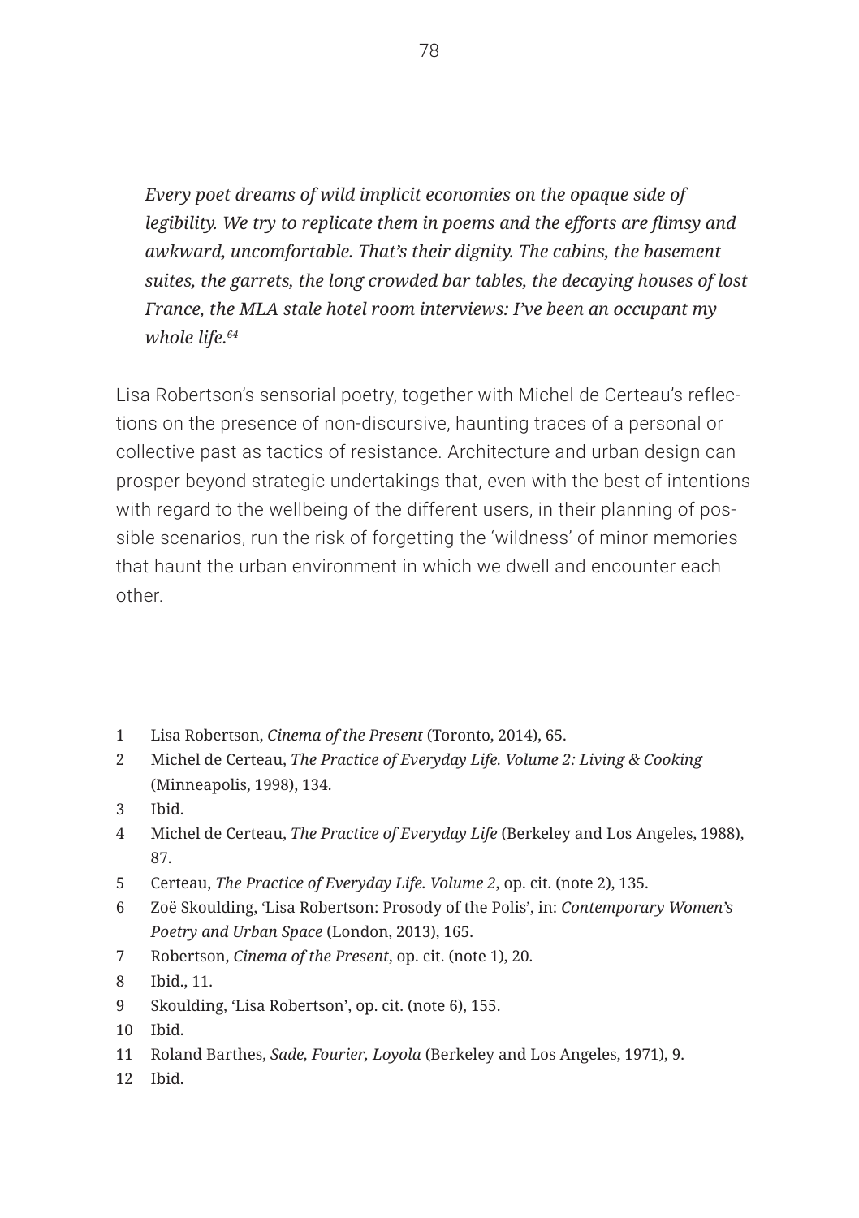*Every poet dreams of wild implicit economies on the opaque side of legibility. We try to replicate them in poems and the efforts are flimsy and awkward, uncomfortable. That's their dignity. The cabins, the basement suites, the garrets, the long crowded bar tables, the decaying houses of lost France, the MLA stale hotel room interviews: I've been an occupant my whole life.*[64]

Lisa Robertson's sensorial poetry, together with Michel de Certeau's reflections on the presence of non-discursive, haunting traces of a personal or collective past as tactics of resistance. Architecture and urban design can prosper beyond strategic undertakings that, even with the best of intentions with regard to the wellbeing of the different users, in their planning of possible scenarios, run the risk of forgetting the 'wildness' of minor memories that haunt the urban environment in which we dwell and encounter each other.

1 Lisa Robertson, *Cinema of the Present* (Toronto, 2014), 65.
2 Michel de Certeau, *The Practice of Everyday Life. Volume 2: Living & Cooking* (Minneapolis, 1998), 134.
3 Ibid.
4 Michel de Certeau, *The Practice of Everyday Life* (Berkeley and Los Angeles, 1988), 87.
5 Certeau, *The Practice of Everyday Life. Volume 2*, op. cit. (note 2), 135.
6 Zoë Skoulding, 'Lisa Robertson: Prosody of the Polis', in: *Contemporary Women's Poetry and Urban Space* (London, 2013), 165.
7 Robertson, *Cinema of the Present*, op. cit. (note 1), 20.
8 Ibid., 11.
9 Skoulding, 'Lisa Robertson', op. cit. (note 6), 155.
10 Ibid.
11 Roland Barthes, *Sade, Fourier, Loyola* (Berkeley and Los Angeles, 1971), 9.
12 Ibid.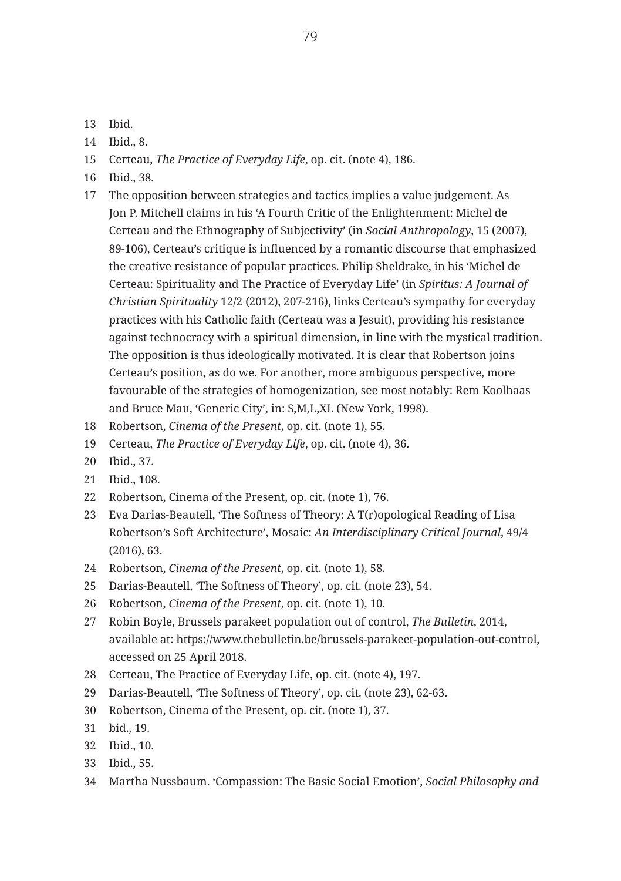13 Ibid.

14 Ibid., 8.

15 Certeau, *The Practice of Everyday Life*, op. cit. (note 4), 186.

16 Ibid., 38.

17 The opposition between strategies and tactics implies a value judgement. As Jon P. Mitchell claims in his 'A Fourth Critic of the Enlightenment: Michel de Certeau and the Ethnography of Subjectivity' (in *Social Anthropology*, 15 (2007), 89-106), Certeau's critique is influenced by a romantic discourse that emphasized the creative resistance of popular practices. Philip Sheldrake, in his 'Michel de Certeau: Spirituality and The Practice of Everyday Life' (in *Spiritus: A Journal of Christian Spirituality* 12/2 (2012), 207-216), links Certeau's sympathy for everyday practices with his Catholic faith (Certeau was a Jesuit), providing his resistance against technocracy with a spiritual dimension, in line with the mystical tradition. The opposition is thus ideologically motivated. It is clear that Robertson joins Certeau's position, as do we. For another, more ambiguous perspective, more favourable of the strategies of homogenization, see most notably: Rem Koolhaas and Bruce Mau, 'Generic City', in: S,M,L,XL (New York, 1998).

18 Robertson, *Cinema of the Present*, op. cit. (note 1), 55.

19 Certeau, *The Practice of Everyday Life*, op. cit. (note 4), 36.

20 Ibid., 37.

21 Ibid., 108.

22 Robertson, Cinema of the Present, op. cit. (note 1), 76.

23 Eva Darias-Beautell, 'The Softness of Theory: A T(r)opological Reading of Lisa Robertson's Soft Architecture', Mosaic: *An Interdisciplinary Critical Journal*, 49/4 (2016), 63.

24 Robertson, *Cinema of the Present*, op. cit. (note 1), 58.

25 Darias-Beautell, 'The Softness of Theory', op. cit. (note 23), 54.

26 Robertson, *Cinema of the Present*, op. cit. (note 1), 10.

27 Robin Boyle, Brussels parakeet population out of control, *The Bulletin*, 2014, available at: https://www.thebulletin.be/brussels-parakeet-population-out-control, accessed on 25 April 2018.

28 Certeau, The Practice of Everyday Life, op. cit. (note 4), 197.

29 Darias-Beautell, 'The Softness of Theory', op. cit. (note 23), 62-63.

30 Robertson, Cinema of the Present, op. cit. (note 1), 37.

31 bid., 19.

32 Ibid., 10.

33 Ibid., 55.

34 Martha Nussbaum. 'Compassion: The Basic Social Emotion', *Social Philosophy and*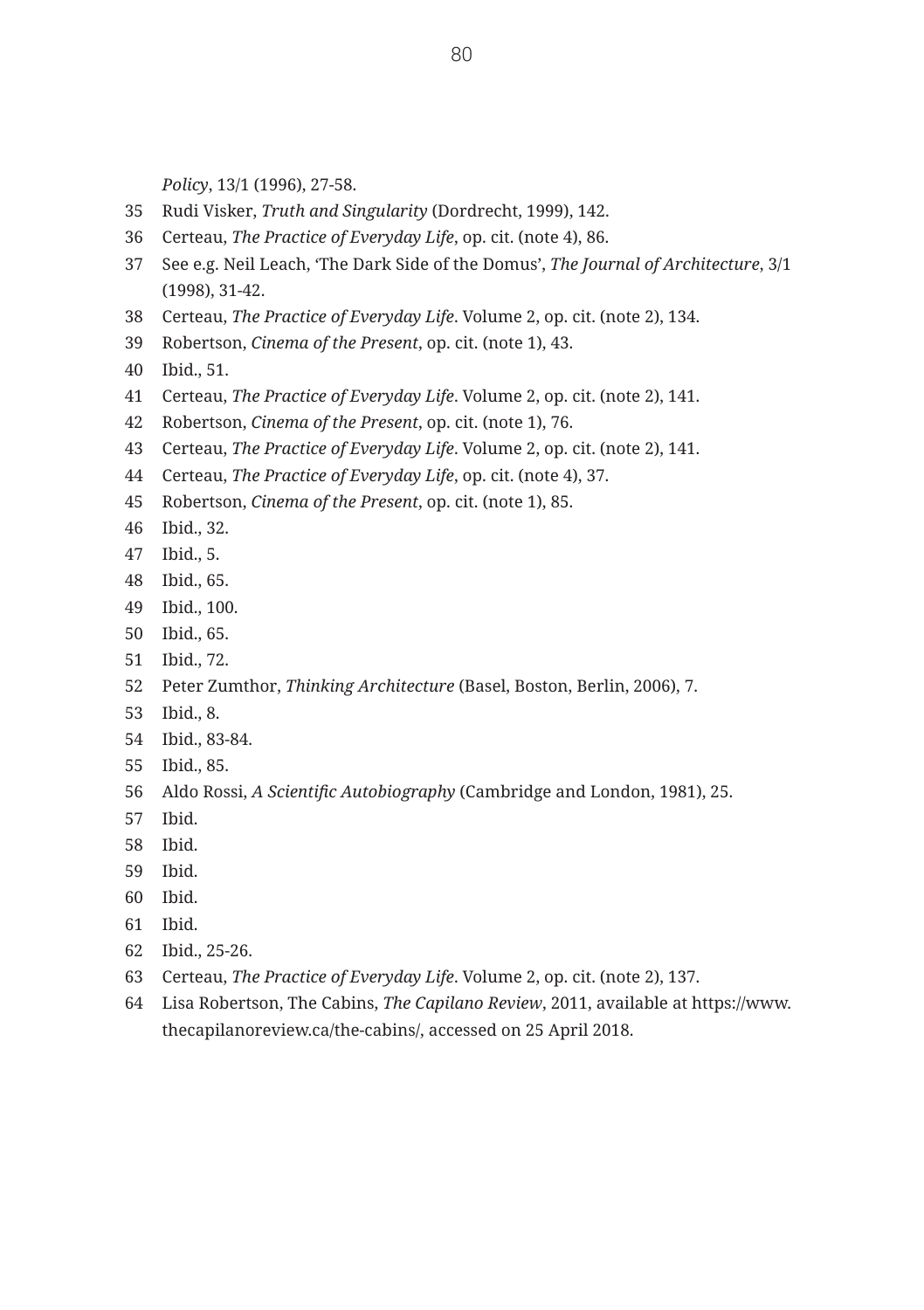*Policy*, 13/1 (1996), 27-58.

35 Rudi Visker, *Truth and Singularity* (Dordrecht, 1999), 142.

36 Certeau, *The Practice of Everyday Life*, op. cit. (note 4), 86.

37 See e.g. Neil Leach, 'The Dark Side of the Domus', *The Journal of Architecture*, 3/1 (1998), 31-42.

38 Certeau, *The Practice of Everyday Life*. Volume 2, op. cit. (note 2), 134.

39 Robertson, *Cinema of the Present*, op. cit. (note 1), 43.

40 Ibid., 51.

41 Certeau, *The Practice of Everyday Life*. Volume 2, op. cit. (note 2), 141.

42 Robertson, *Cinema of the Present*, op. cit. (note 1), 76.

43 Certeau, *The Practice of Everyday Life*. Volume 2, op. cit. (note 2), 141.

44 Certeau, *The Practice of Everyday Life*, op. cit. (note 4), 37.

45 Robertson, *Cinema of the Present*, op. cit. (note 1), 85.

46 Ibid., 32.

47 Ibid., 5.

48 Ibid., 65.

49 Ibid., 100.

50 Ibid., 65.

51 Ibid., 72.

52 Peter Zumthor, *Thinking Architecture* (Basel, Boston, Berlin, 2006), 7.

53 Ibid., 8.

54 Ibid., 83-84.

55 Ibid., 85.

56 Aldo Rossi, *A Scientific Autobiography* (Cambridge and London, 1981), 25.

57 Ibid.

58 Ibid.

59 Ibid.

60 Ibid.

61 Ibid.

62 Ibid., 25-26.

63 Certeau, *The Practice of Everyday Life*. Volume 2, op. cit. (note 2), 137.

64 Lisa Robertson, The Cabins, *The Capilano Review*, 2011, available at https://www.thecapilanoreview.ca/the-cabins/, accessed on 25 April 2018.